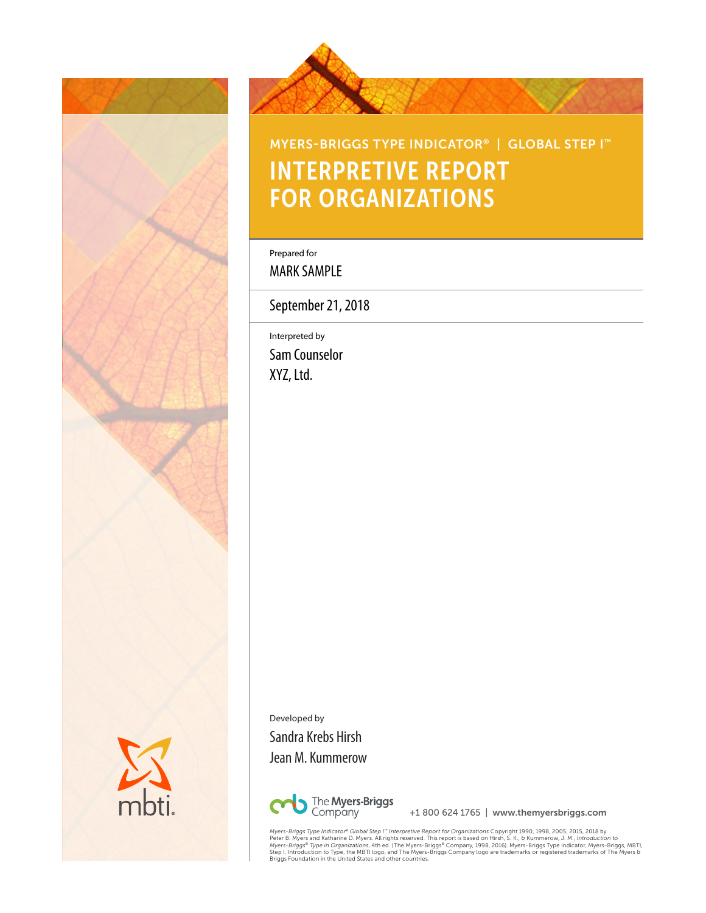MYERS-BRIGGS TYPE INDICATOR® | GLOBAL STEP I™

# INTERPRETIVE REPORT FOR ORGANIZATIONS

Prepared for

MARK SAMPLE

September 21, 2018

Interpreted by

Sam Counselor

XYZ, Ltd.

Developed by

Sandra Krebs Hirsh

Jean M. Kummerow

The Myers-Briggs Company

+1 800 624 1765 | www.themyersbriggs.com

*Myers-Briggs Type Indicator® Global Step I™ Interpretive Report for Organizations* Copyright 1990, 1998, 2005, 2015, 2018 by Peter B. Myers and Katharine D. Myers. All rights reserved. This report is based on Hirsh, S. K., & Kummerow, J. M., *Introduction to Myers-Briggs® Type in Organizations*, 4th ed. (The Myers-Briggs® Company, 1998, 2016). Myers-Briggs Type Indicator, Myers-Briggs, MBTI, Step I, Introduction to Type, the MBTI logo, and The Myers-Briggs Company logo are trademarks or registered trademarks of The Myers & Briggs Foundation in the United States and other countries.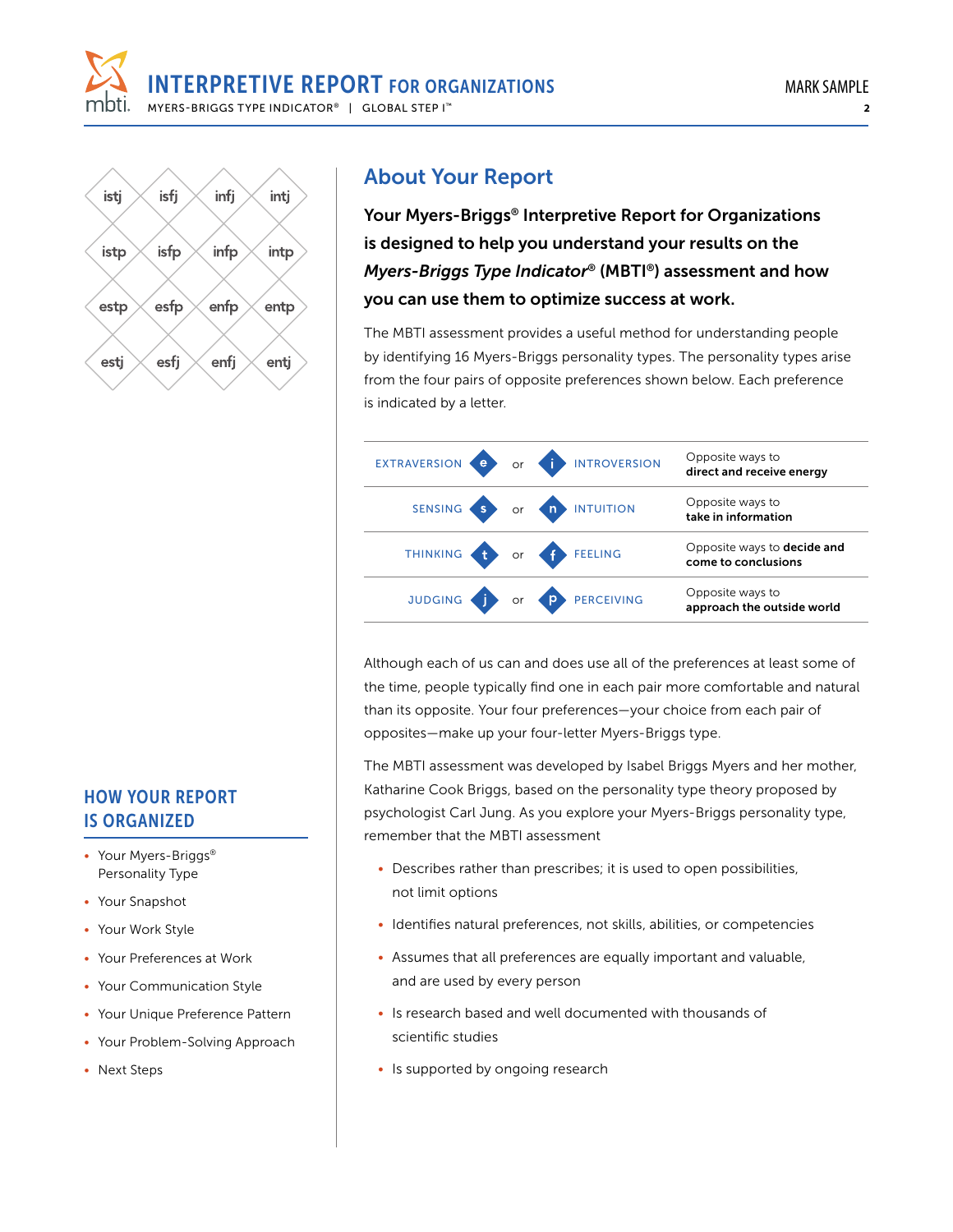| | | | |
|---|---|---|---|
| istj | isfj | infj | intj |
| istp | isfp | infp | intp |
| estp | esfp | enfp | entp |
| estj | esfj | enfj | entj |

## HOW YOUR REPORT IS ORGANIZED

- Your Myers-Briggs® Personality Type
- Your Snapshot
- Your Work Style
- Your Preferences at Work
- Your Communication Style
- Your Unique Preference Pattern
- Your Problem-Solving Approach
- Next Steps

# About Your Report

**Your Myers-Briggs® Interpretive Report for Organizations is designed to help you understand your results on the *Myers-Briggs Type Indicator®* (MBTI®) assessment and how you can use them to optimize success at work.**

The MBTI assessment provides a useful method for understanding people by identifying 16 Myers-Briggs personality types. The personality types arise from the four pairs of opposite preferences shown below. Each preference is indicated by a letter.

| | | | | | |
|---|---|---|---|---|---|
| EXTRAVERSION | e | or | i | INTROVERSION | Opposite ways to **direct and receive energy** |
| SENSING | s | or | n | INTUITION | Opposite ways to **take in information** |
| THINKING | t | or | f | FEELING | Opposite ways to **decide and come to conclusions** |
| JUDGING | j | or | p | PERCEIVING | Opposite ways to **approach the outside world** |

Although each of us can and does use all of the preferences at least some of the time, people typically find one in each pair more comfortable and natural than its opposite. Your four preferences—your choice from each pair of opposites—make up your four-letter Myers-Briggs type.

The MBTI assessment was developed by Isabel Briggs Myers and her mother, Katharine Cook Briggs, based on the personality type theory proposed by psychologist Carl Jung. As you explore your Myers-Briggs personality type, remember that the MBTI assessment

- Describes rather than prescribes; it is used to open possibilities, not limit options
- Identifies natural preferences, not skills, abilities, or competencies
- Assumes that all preferences are equally important and valuable, and are used by every person
- Is research based and well documented with thousands of scientific studies
- Is supported by ongoing research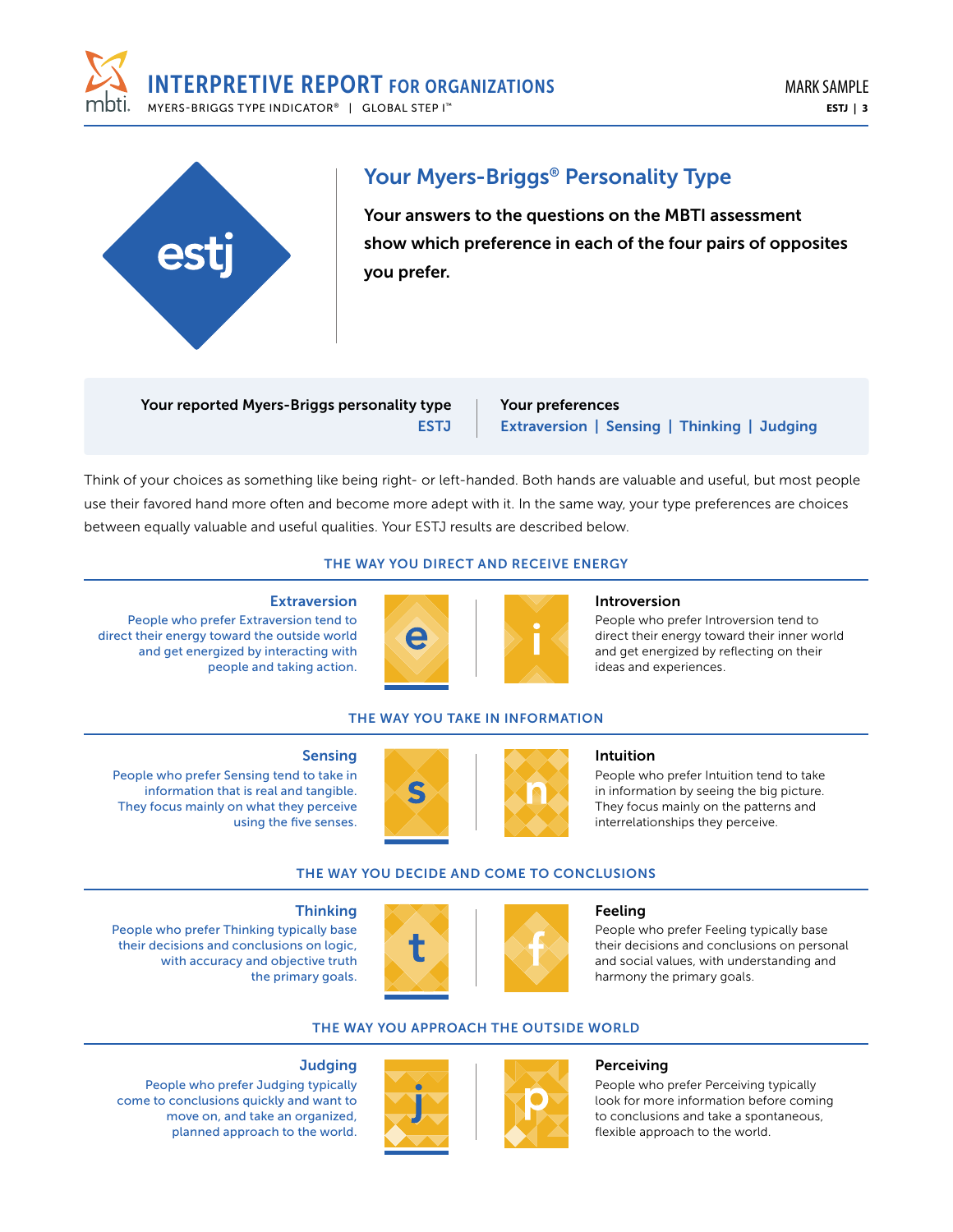# Your Myers-Briggs® Personality Type

**estj**

**Your answers to the questions on the MBTI assessment show which preference in each of the four pairs of opposites you prefer.**

| Your reported Myers-Briggs personality type | Your preferences |
|---|---|
| ESTJ | Extraversion \| Sensing \| Thinking \| Judging |

Think of your choices as something like being right- or left-handed. Both hands are valuable and useful, but most people use their favored hand more often and become more adept with it. In the same way, your type preferences are choices between equally valuable and useful qualities. Your ESTJ results are described below.

## THE WAY YOU DIRECT AND RECEIVE ENERGY

**Extraversion** (e)
People who prefer Extraversion tend to direct their energy toward the outside world and get energized by interacting with people and taking action.

**Introversion** (i)
People who prefer Introversion tend to direct their energy toward their inner world and get energized by reflecting on their ideas and experiences.

## THE WAY YOU TAKE IN INFORMATION

**Sensing** (s)
People who prefer Sensing tend to take in information that is real and tangible. They focus mainly on what they perceive using the five senses.

**Intuition** (n)
People who prefer Intuition tend to take in information by seeing the big picture. They focus mainly on the patterns and interrelationships they perceive.

## THE WAY YOU DECIDE AND COME TO CONCLUSIONS

**Thinking** (t)
People who prefer Thinking typically base their decisions and conclusions on logic, with accuracy and objective truth the primary goals.

**Feeling** (f)
People who prefer Feeling typically base their decisions and conclusions on personal and social values, with understanding and harmony the primary goals.

## THE WAY YOU APPROACH THE OUTSIDE WORLD

**Judging** (j)
People who prefer Judging typically come to conclusions quickly and want to move on, and take an organized, planned approach to the world.

**Perceiving** (p)
People who prefer Perceiving typically look for more information before coming to conclusions and take a spontaneous, flexible approach to the world.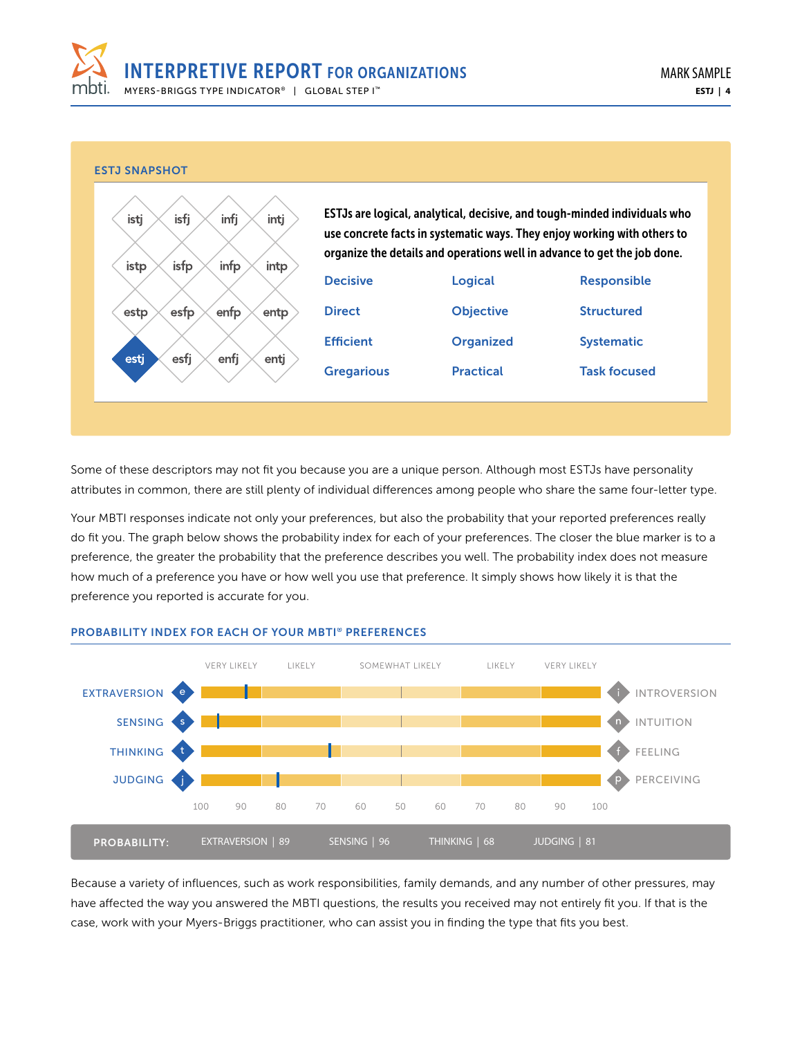## ESTJ SNAPSHOT

| | | | |
|---|---|---|---|
| istj | isfj | infj | intj |
| istp | isfp | infp | intp |
| estp | esfp | enfp | entp |
| **estj** | esfj | enfj | entj |

**ESTJs are logical, analytical, decisive, and tough-minded individuals who use concrete facts in systematic ways. They enjoy working with others to organize the details and operations well in advance to get the job done.**

| | | |
|---|---|---|
| Decisive | Logical | Responsible |
| Direct | Objective | Structured |
| Efficient | Organized | Systematic |
| Gregarious | Practical | Task focused |

Some of these descriptors may not fit you because you are a unique person. Although most ESTJs have personality attributes in common, there are still plenty of individual differences among people who share the same four-letter type.

Your MBTI responses indicate not only your preferences, but also the probability that your reported preferences really do fit you. The graph below shows the probability index for each of your preferences. The closer the blue marker is to a preference, the greater the probability that the preference describes you well. The probability index does not measure how much of a preference you have or how well you use that preference. It simply shows how likely it is that the preference you reported is accurate for you.

### PROBABILITY INDEX FOR EACH OF YOUR MBTI® PREFERENCES

VERY LIKELY | LIKELY | SOMEWHAT LIKELY | LIKELY | VERY LIKELY

EXTRAVERSION (e) — INTROVERSION (i)

SENSING (s) — INTUITION (n)

THINKING (t) — FEELING (f)

JUDGING (j) — PERCEIVING (p)

100 90 80 70 60 50 60 70 80 90 100

**PROBABILITY:** EXTRAVERSION | 89 SENSING | 96 THINKING | 68 JUDGING | 81

Because a variety of influences, such as work responsibilities, family demands, and any number of other pressures, may have affected the way you answered the MBTI questions, the results you received may not entirely fit you. If that is the case, work with your Myers-Briggs practitioner, who can assist you in finding the type that fits you best.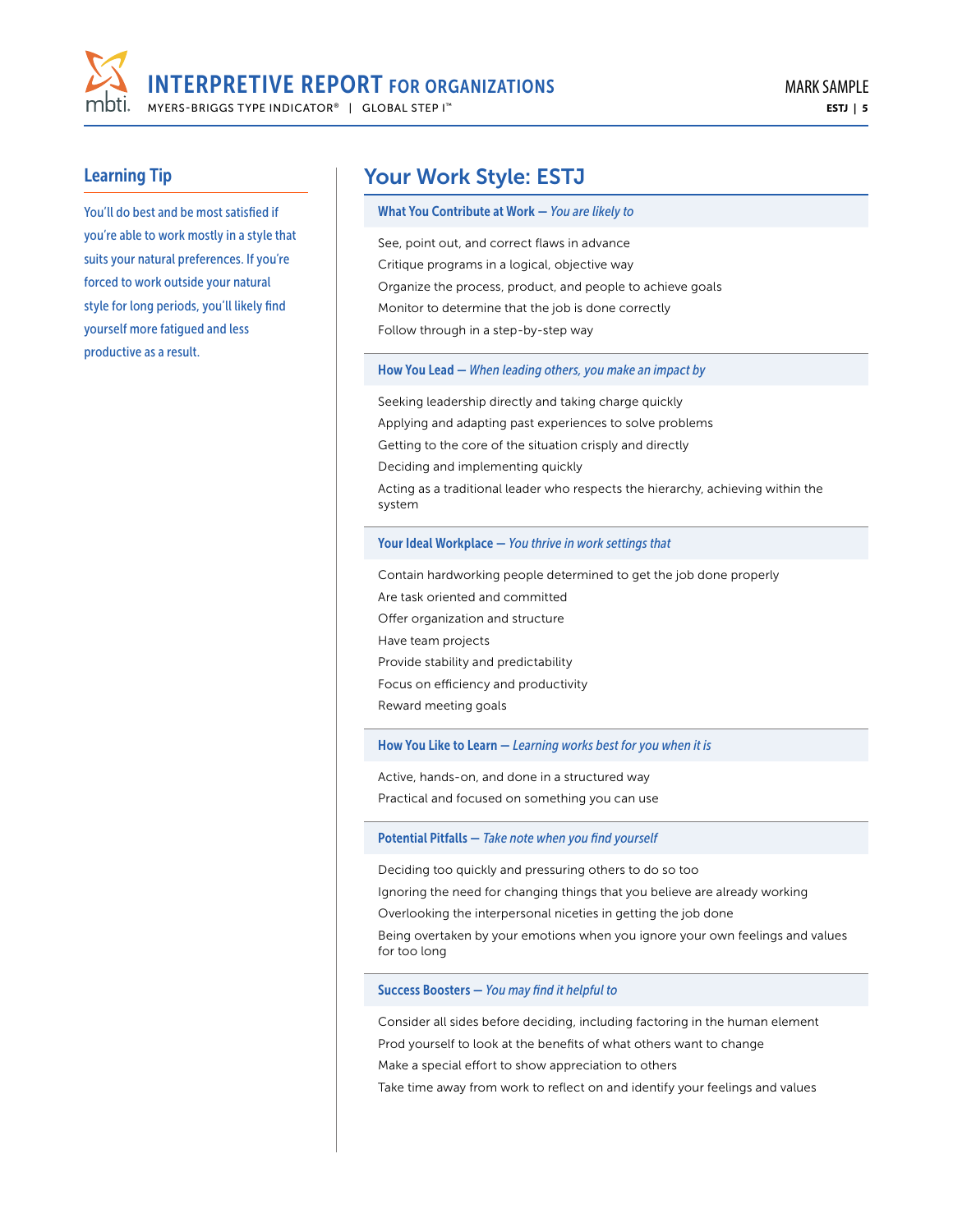## Learning Tip

You'll do best and be most satisfied if you're able to work mostly in a style that suits your natural preferences. If you're forced to work outside your natural style for long periods, you'll likely find yourself more fatigued and less productive as a result.

# Your Work Style: ESTJ

### What You Contribute at Work — *You are likely to*

- See, point out, and correct flaws in advance
- Critique programs in a logical, objective way
- Organize the process, product, and people to achieve goals
- Monitor to determine that the job is done correctly
- Follow through in a step-by-step way

### How You Lead — *When leading others, you make an impact by*

- Seeking leadership directly and taking charge quickly
- Applying and adapting past experiences to solve problems
- Getting to the core of the situation crisply and directly
- Deciding and implementing quickly
- Acting as a traditional leader who respects the hierarchy, achieving within the system

### Your Ideal Workplace — *You thrive in work settings that*

- Contain hardworking people determined to get the job done properly
- Are task oriented and committed
- Offer organization and structure
- Have team projects
- Provide stability and predictability
- Focus on efficiency and productivity
- Reward meeting goals

### How You Like to Learn — *Learning works best for you when it is*

- Active, hands-on, and done in a structured way
- Practical and focused on something you can use

### Potential Pitfalls — *Take note when you find yourself*

- Deciding too quickly and pressuring others to do so too
- Ignoring the need for changing things that you believe are already working
- Overlooking the interpersonal niceties in getting the job done
- Being overtaken by your emotions when you ignore your own feelings and values for too long

### Success Boosters — *You may find it helpful to*

- Consider all sides before deciding, including factoring in the human element
- Prod yourself to look at the benefits of what others want to change
- Make a special effort to show appreciation to others
- Take time away from work to reflect on and identify your feelings and values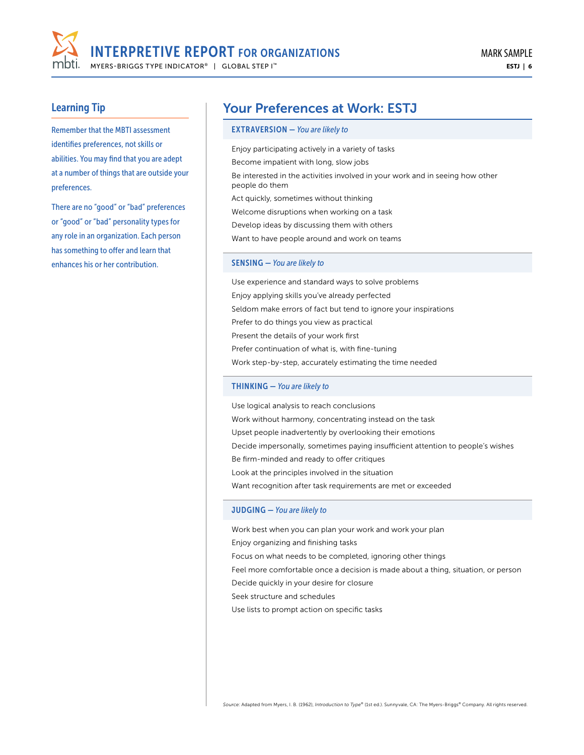## Learning Tip

Remember that the MBTI assessment identifies preferences, not skills or abilities. You may find that you are adept at a number of things that are outside your preferences.

There are no "good" or "bad" preferences or "good" or "bad" personality types for any role in an organization. Each person has something to offer and learn that enhances his or her contribution.

# Your Preferences at Work: ESTJ

### EXTRAVERSION — *You are likely to*

- Enjoy participating actively in a variety of tasks
- Become impatient with long, slow jobs
- Be interested in the activities involved in your work and in seeing how other people do them
- Act quickly, sometimes without thinking
- Welcome disruptions when working on a task
- Develop ideas by discussing them with others
- Want to have people around and work on teams

### SENSING — *You are likely to*

- Use experience and standard ways to solve problems
- Enjoy applying skills you've already perfected
- Seldom make errors of fact but tend to ignore your inspirations
- Prefer to do things you view as practical
- Present the details of your work first
- Prefer continuation of what is, with fine-tuning
- Work step-by-step, accurately estimating the time needed

### THINKING — *You are likely to*

- Use logical analysis to reach conclusions
- Work without harmony, concentrating instead on the task
- Upset people inadvertently by overlooking their emotions
- Decide impersonally, sometimes paying insufficient attention to people's wishes
- Be firm-minded and ready to offer critiques
- Look at the principles involved in the situation
- Want recognition after task requirements are met or exceeded

### JUDGING — *You are likely to*

- Work best when you can plan your work and work your plan
- Enjoy organizing and finishing tasks
- Focus on what needs to be completed, ignoring other things
- Feel more comfortable once a decision is made about a thing, situation, or person
- Decide quickly in your desire for closure
- Seek structure and schedules
- Use lists to prompt action on specific tasks

*Source:* Adapted from Myers, I. B. (1962), *Introduction to Type®* (1st ed.). Sunnyvale, CA: The Myers-Briggs® Company. All rights reserved.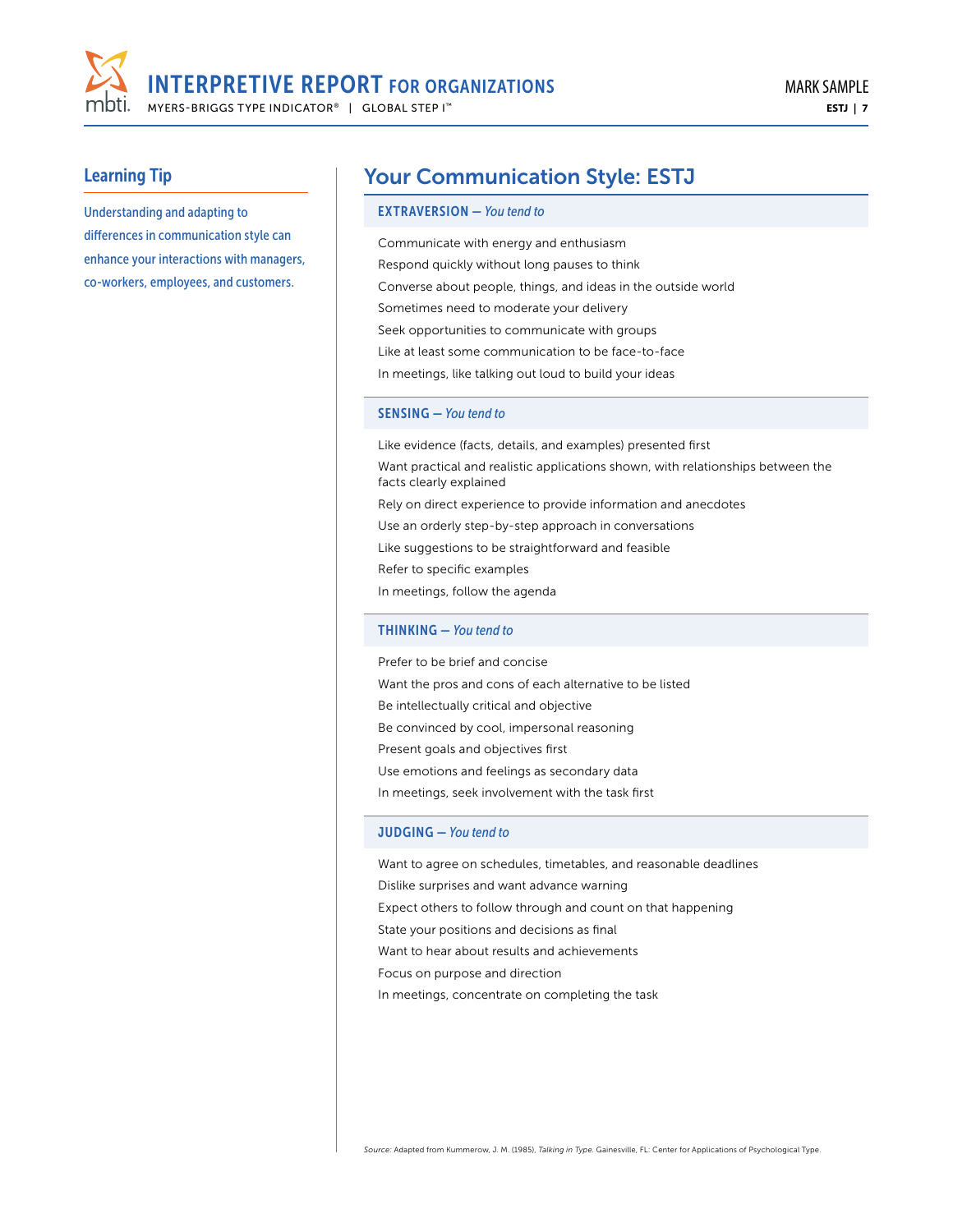## Learning Tip

Understanding and adapting to differences in communication style can enhance your interactions with managers, co-workers, employees, and customers.

# Your Communication Style: ESTJ

### EXTRAVERSION — *You tend to*

- Communicate with energy and enthusiasm
- Respond quickly without long pauses to think
- Converse about people, things, and ideas in the outside world
- Sometimes need to moderate your delivery
- Seek opportunities to communicate with groups
- Like at least some communication to be face-to-face
- In meetings, like talking out loud to build your ideas

### SENSING — *You tend to*

- Like evidence (facts, details, and examples) presented first
- Want practical and realistic applications shown, with relationships between the facts clearly explained
- Rely on direct experience to provide information and anecdotes
- Use an orderly step-by-step approach in conversations
- Like suggestions to be straightforward and feasible
- Refer to specific examples
- In meetings, follow the agenda

### THINKING — *You tend to*

- Prefer to be brief and concise
- Want the pros and cons of each alternative to be listed
- Be intellectually critical and objective
- Be convinced by cool, impersonal reasoning
- Present goals and objectives first
- Use emotions and feelings as secondary data
- In meetings, seek involvement with the task first

### JUDGING — *You tend to*

- Want to agree on schedules, timetables, and reasonable deadlines
- Dislike surprises and want advance warning
- Expect others to follow through and count on that happening
- State your positions and decisions as final
- Want to hear about results and achievements
- Focus on purpose and direction
- In meetings, concentrate on completing the task

*Source:* Adapted from Kummerow, J. M. (1985), *Talking in Type.* Gainesville, FL: Center for Applications of Psychological Type.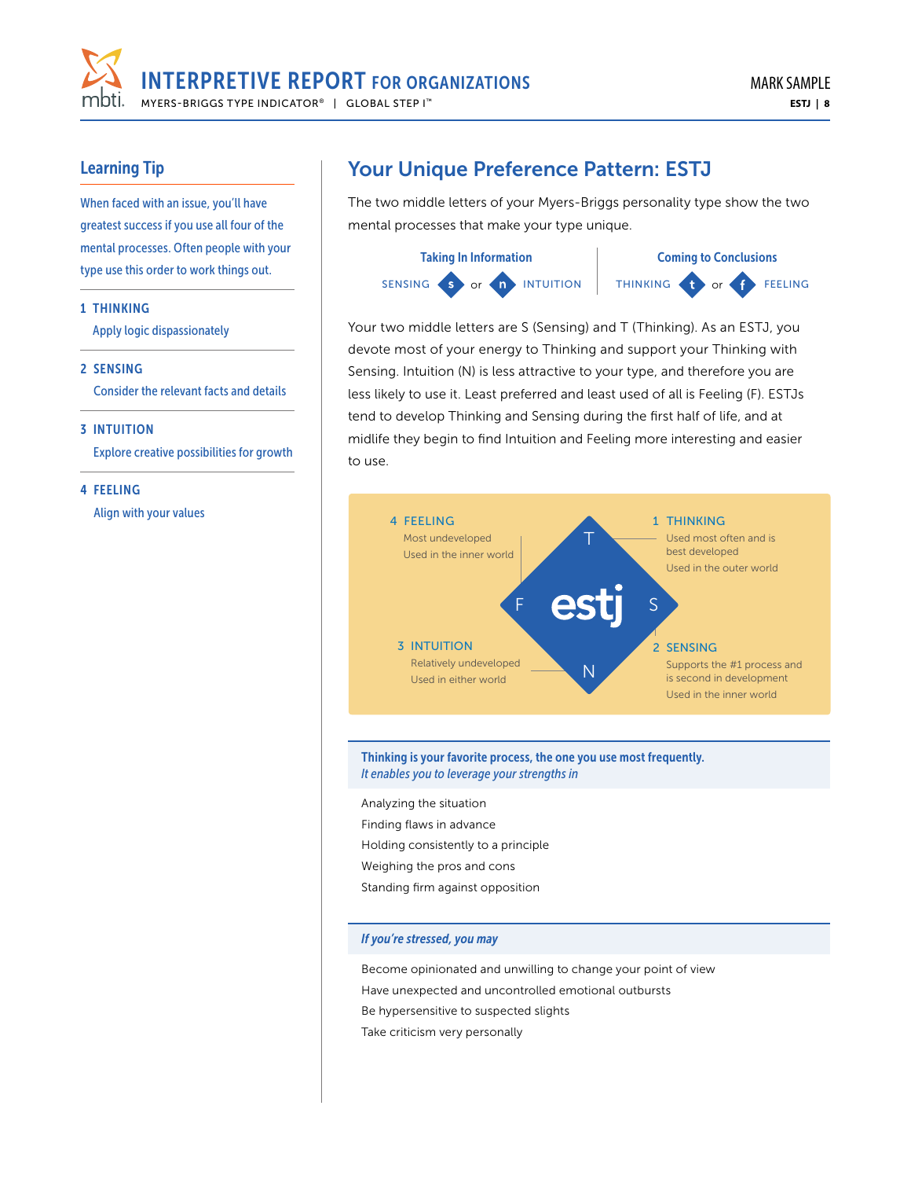## Learning Tip

When faced with an issue, you'll have greatest success if you use all four of the mental processes. Often people with your type use this order to work things out.

**1 THINKING**
Apply logic dispassionately

**2 SENSING**
Consider the relevant facts and details

**3 INTUITION**
Explore creative possibilities for growth

**4 FEELING**
Align with your values

## Your Unique Preference Pattern: ESTJ

The two middle letters of your Myers-Briggs personality type show the two mental processes that make your type unique.

| Taking In Information | Coming to Conclusions |
|---|---|
| SENSING (s) or (n) INTUITION | THINKING (t) or (f) FEELING |

Your two middle letters are S (Sensing) and T (Thinking). As an ESTJ, you devote most of your energy to Thinking and support your Thinking with Sensing. Intuition (N) is less attractive to your type, and therefore you are less likely to use it. Least preferred and least used of all is Feeling (F). ESTJs tend to develop Thinking and Sensing during the first half of life, and at midlife they begin to find Intuition and Feeling more interesting and easier to use.

**estj**

**1 THINKING**
Used most often and is best developed
Used in the outer world

**2 SENSING**
Supports the #1 process and is second in development
Used in the inner world

**3 INTUITION**
Relatively undeveloped
Used in either world

**4 FEELING**
Most undeveloped
Used in the inner world

**Thinking is your favorite process, the one you use most frequently.**
*It enables you to leverage your strengths in*

- Analyzing the situation
- Finding flaws in advance
- Holding consistently to a principle
- Weighing the pros and cons
- Standing firm against opposition

***If you're stressed, you may***

- Become opinionated and unwilling to change your point of view
- Have unexpected and uncontrolled emotional outbursts
- Be hypersensitive to suspected slights
- Take criticism very personally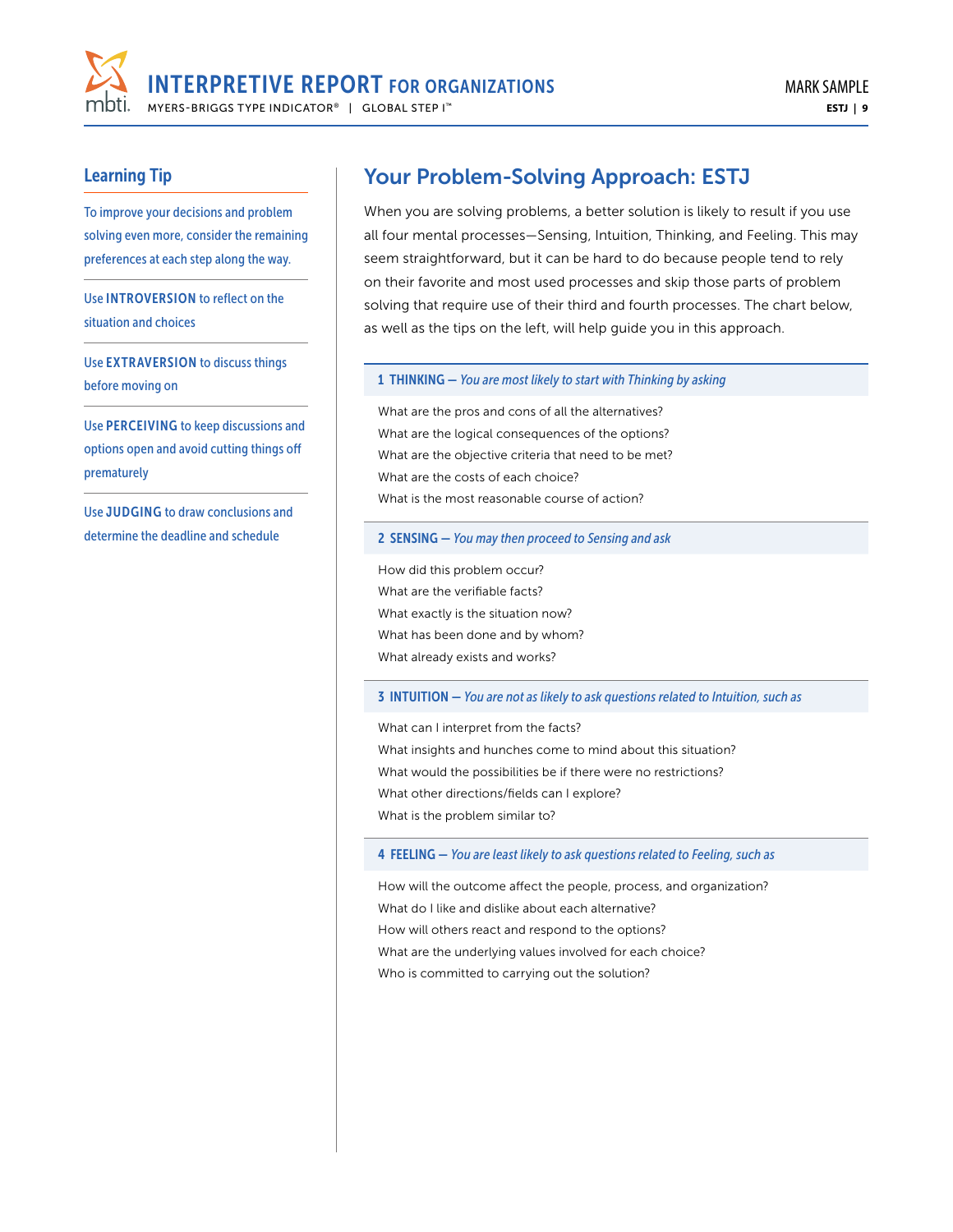## Learning Tip

To improve your decisions and problem solving even more, consider the remaining preferences at each step along the way.

Use **INTROVERSION** to reflect on the situation and choices

Use **EXTRAVERSION** to discuss things before moving on

Use **PERCEIVING** to keep discussions and options open and avoid cutting things off prematurely

Use **JUDGING** to draw conclusions and determine the deadline and schedule

# Your Problem-Solving Approach: ESTJ

When you are solving problems, a better solution is likely to result if you use all four mental processes—Sensing, Intuition, Thinking, and Feeling. This may seem straightforward, but it can be hard to do because people tend to rely on their favorite and most used processes and skip those parts of problem solving that require use of their third and fourth processes. The chart below, as well as the tips on the left, will help guide you in this approach.

### 1 THINKING — *You are most likely to start with Thinking by asking*

What are the pros and cons of all the alternatives?
What are the logical consequences of the options?
What are the objective criteria that need to be met?
What are the costs of each choice?
What is the most reasonable course of action?

### 2 SENSING — *You may then proceed to Sensing and ask*

How did this problem occur?
What are the verifiable facts?
What exactly is the situation now?
What has been done and by whom?
What already exists and works?

### 3 INTUITION — *You are not as likely to ask questions related to Intuition, such as*

What can I interpret from the facts?
What insights and hunches come to mind about this situation?
What would the possibilities be if there were no restrictions?
What other directions/fields can I explore?
What is the problem similar to?

### 4 FEELING — *You are least likely to ask questions related to Feeling, such as*

How will the outcome affect the people, process, and organization?
What do I like and dislike about each alternative?
How will others react and respond to the options?
What are the underlying values involved for each choice?
Who is committed to carrying out the solution?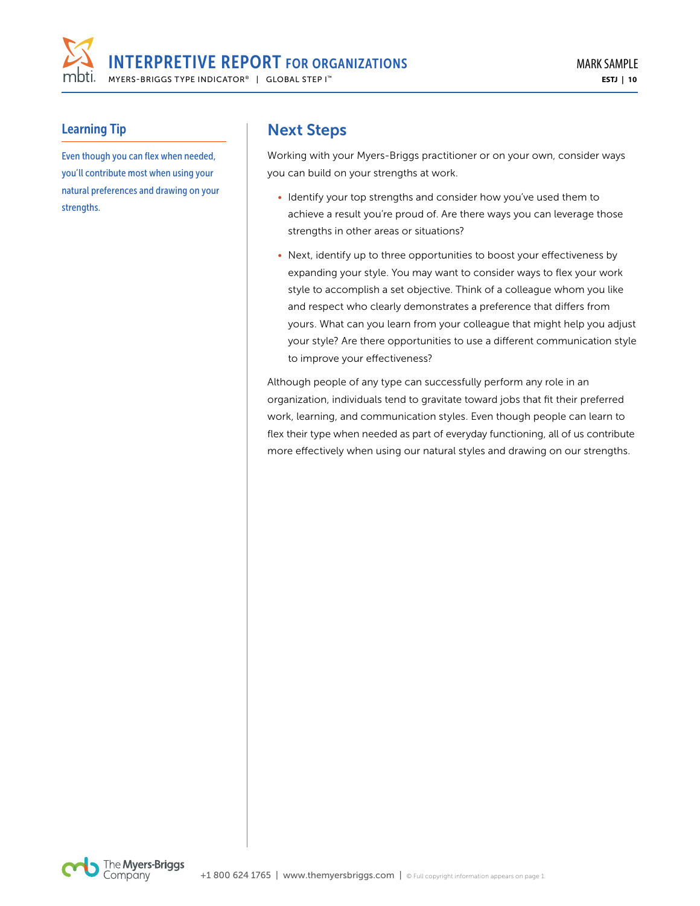## Learning Tip

Even though you can flex when needed, you'll contribute most when using your natural preferences and drawing on your strengths.

## Next Steps

Working with your Myers-Briggs practitioner or on your own, consider ways you can build on your strengths at work.

- Identify your top strengths and consider how you've used them to achieve a result you're proud of. Are there ways you can leverage those strengths in other areas or situations?
- Next, identify up to three opportunities to boost your effectiveness by expanding your style. You may want to consider ways to flex your work style to accomplish a set objective. Think of a colleague whom you like and respect who clearly demonstrates a preference that differs from yours. What can you learn from your colleague that might help you adjust your style? Are there opportunities to use a different communication style to improve your effectiveness?

Although people of any type can successfully perform any role in an organization, individuals tend to gravitate toward jobs that fit their preferred work, learning, and communication styles. Even though people can learn to flex their type when needed as part of everyday functioning, all of us contribute more effectively when using our natural styles and drawing on our strengths.